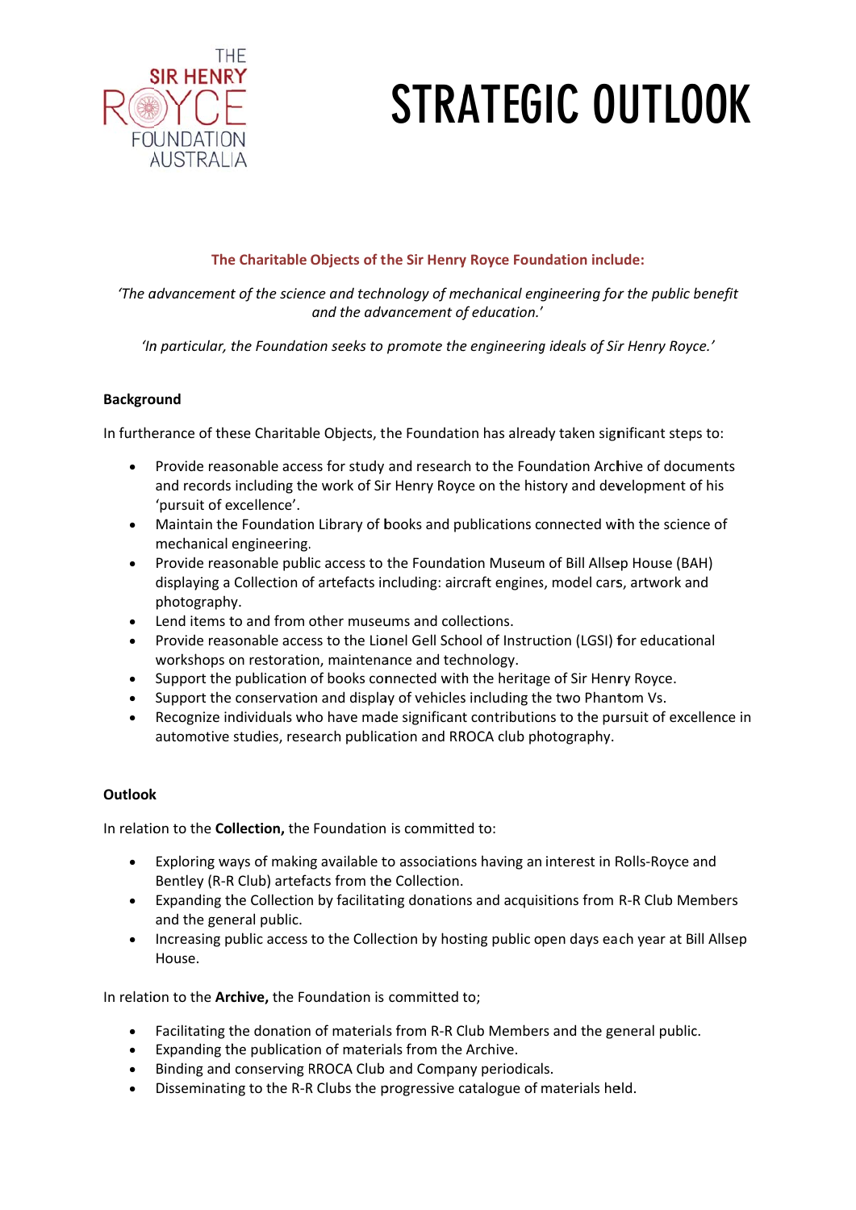THE SIR HENRY ROYCE FOUNDATION AUSTRALIA

# STRATEGIC OUTLOOK

**The Charitable Objects of the Sir Henry Royce Foundation include:**

*'The advancement of the science and technology of mechanical engineering for the public benefit and the advancement of education.'*

*'In particular, the Foundation seeks to promote the engineering ideals of Sir Henry Royce.'*

**Background**

In furtherance of these Charitable Objects, the Foundation has already taken significant steps to:

- Provide reasonable access for study and research to the Foundation Archive of documents and records including the work of Sir Henry Royce on the history and development of his 'pursuit of excellence'.
- Maintain the Foundation Library of books and publications connected with the science of mechanical engineering.
- Provide reasonable public access to the Foundation Museum of Bill Allsep House (BAH) displaying a Collection of artefacts including: aircraft engines, model cars, artwork and photography.
- Lend items to and from other museums and collections.
- Provide reasonable access to the Lionel Gell School of Instruction (LGSI) for educational workshops on restoration, maintenance and technology.
- Support the publication of books connected with the heritage of Sir Henry Royce.
- Support the conservation and display of vehicles including the two Phantom Vs.
- Recognize individuals who have made significant contributions to the pursuit of excellence in automotive studies, research publication and RROCA club photography.

**Outlook**

In relation to the **Collection,** the Foundation is committed to:

- Exploring ways of making available to associations having an interest in Rolls-Royce and Bentley (R-R Club) artefacts from the Collection.
- Expanding the Collection by facilitating donations and acquisitions from R-R Club Members and the general public.
- Increasing public access to the Collection by hosting public open days each year at Bill Allsep House.

In relation to the **Archive,** the Foundation is committed to;

- Facilitating the donation of materials from R-R Club Members and the general public.
- Expanding the publication of materials from the Archive.
- Binding and conserving RROCA Club and Company periodicals.
- Disseminating to the R-R Clubs the progressive catalogue of materials held.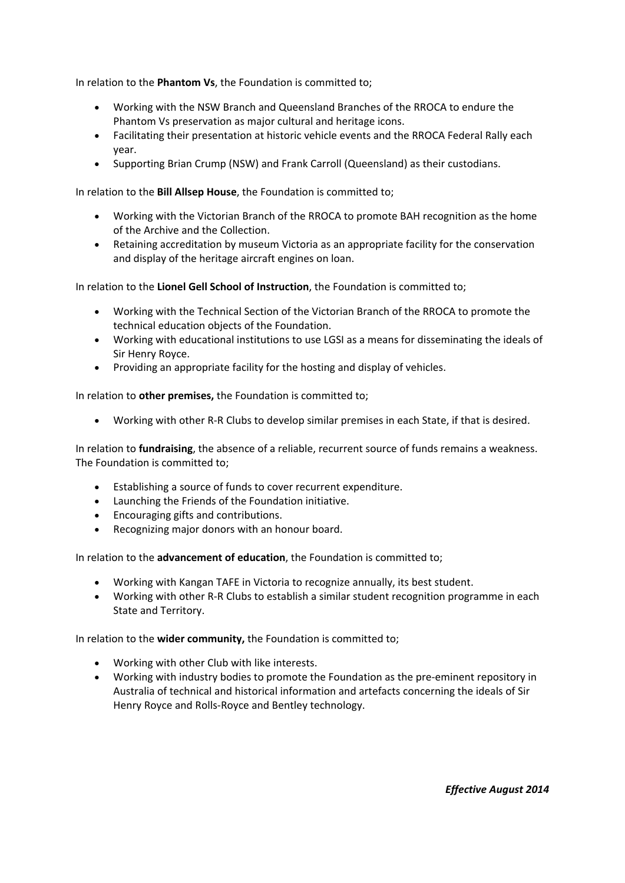In relation to the **Phantom Vs**, the Foundation is committed to;

- Working with the NSW Branch and Queensland Branches of the RROCA to endure the Phantom Vs preservation as major cultural and heritage icons.
- Facilitating their presentation at historic vehicle events and the RROCA Federal Rally each year.
- Supporting Brian Crump (NSW) and Frank Carroll (Queensland) as their custodians.

In relation to the **Bill Allsep House**, the Foundation is committed to;

- Working with the Victorian Branch of the RROCA to promote BAH recognition as the home of the Archive and the Collection.
- Retaining accreditation by museum Victoria as an appropriate facility for the conservation and display of the heritage aircraft engines on loan.

In relation to the **Lionel Gell School of Instruction**, the Foundation is committed to;

- Working with the Technical Section of the Victorian Branch of the RROCA to promote the technical education objects of the Foundation.
- Working with educational institutions to use LGSI as a means for disseminating the ideals of Sir Henry Royce.
- Providing an appropriate facility for the hosting and display of vehicles.

In relation to **other premises,** the Foundation is committed to;

- Working with other R-R Clubs to develop similar premises in each State, if that is desired.

In relation to **fundraising**, the absence of a reliable, recurrent source of funds remains a weakness. The Foundation is committed to;

- Establishing a source of funds to cover recurrent expenditure.
- Launching the Friends of the Foundation initiative.
- Encouraging gifts and contributions.
- Recognizing major donors with an honour board.

In relation to the **advancement of education**, the Foundation is committed to;

- Working with Kangan TAFE in Victoria to recognize annually, its best student.
- Working with other R-R Clubs to establish a similar student recognition programme in each State and Territory.

In relation to the **wider community,** the Foundation is committed to;

- Working with other Club with like interests.
- Working with industry bodies to promote the Foundation as the pre-eminent repository in Australia of technical and historical information and artefacts concerning the ideals of Sir Henry Royce and Rolls-Royce and Bentley technology.

***Effective August 2014***